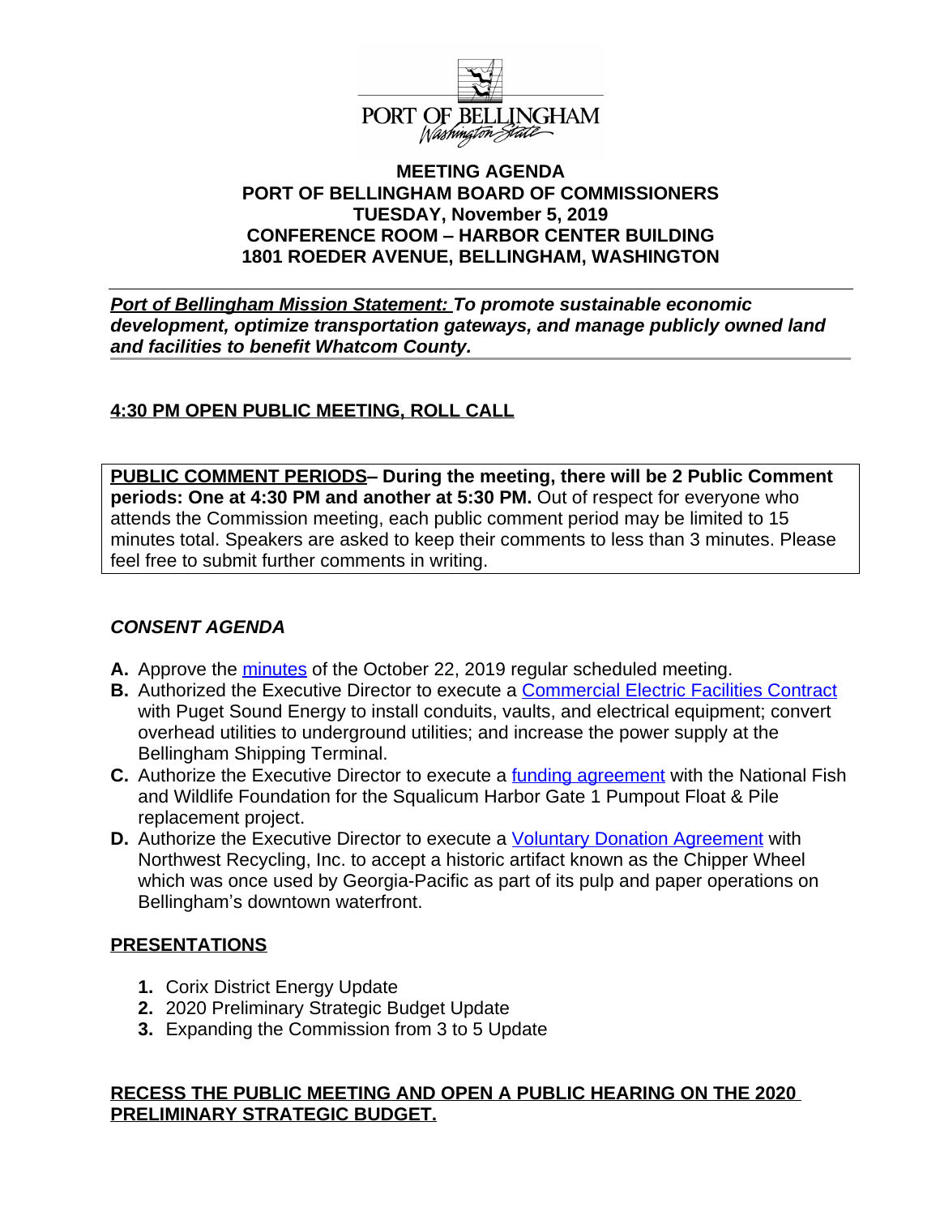PORT OF BELLINGHAM
Washington State

**MEETING AGENDA**
**PORT OF BELLINGHAM BOARD OF COMMISSIONERS**
**TUESDAY, November 5, 2019**
**CONFERENCE ROOM – HARBOR CENTER BUILDING**
**1801 ROEDER AVENUE, BELLINGHAM, WASHINGTON**

***Port of Bellingham Mission Statement:* To promote sustainable economic development, optimize transportation gateways, and manage publicly owned land and facilities to benefit Whatcom County.**

## 4:30 PM OPEN PUBLIC MEETING, ROLL CALL

**PUBLIC COMMENT PERIODS– During the meeting, there will be 2 Public Comment periods: One at 4:30 PM and another at 5:30 PM.** Out of respect for everyone who attends the Commission meeting, each public comment period may be limited to 15 minutes total. Speakers are asked to keep their comments to less than 3 minutes. Please feel free to submit further comments in writing.

## *CONSENT AGENDA*

**A.** Approve the minutes of the October 22, 2019 regular scheduled meeting.
**B.** Authorized the Executive Director to execute a Commercial Electric Facilities Contract with Puget Sound Energy to install conduits, vaults, and electrical equipment; convert overhead utilities to underground utilities; and increase the power supply at the Bellingham Shipping Terminal.
**C.** Authorize the Executive Director to execute a funding agreement with the National Fish and Wildlife Foundation for the Squalicum Harbor Gate 1 Pumpout Float & Pile replacement project.
**D.** Authorize the Executive Director to execute a Voluntary Donation Agreement with Northwest Recycling, Inc. to accept a historic artifact known as the Chipper Wheel which was once used by Georgia-Pacific as part of its pulp and paper operations on Bellingham's downtown waterfront.

## PRESENTATIONS

1. Corix District Energy Update
2. 2020 Preliminary Strategic Budget Update
3. Expanding the Commission from 3 to 5 Update

## RECESS THE PUBLIC MEETING AND OPEN A PUBLIC HEARING ON THE 2020 PRELIMINARY STRATEGIC BUDGET.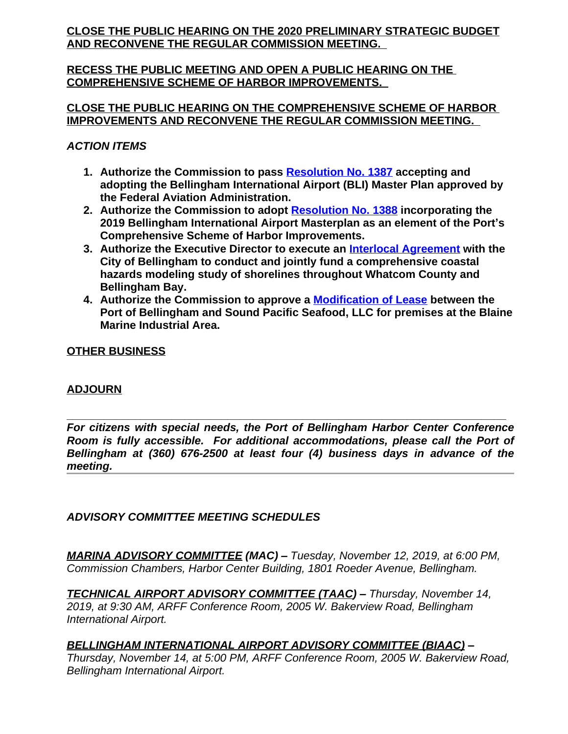**CLOSE THE PUBLIC HEARING ON THE 2020 PRELIMINARY STRATEGIC BUDGET AND RECONVENE THE REGULAR COMMISSION MEETING.**

**RECESS THE PUBLIC MEETING AND OPEN A PUBLIC HEARING ON THE COMPREHENSIVE SCHEME OF HARBOR IMPROVEMENTS.**

**CLOSE THE PUBLIC HEARING ON THE COMPREHENSIVE SCHEME OF HARBOR IMPROVEMENTS AND RECONVENE THE REGULAR COMMISSION MEETING.**

***ACTION ITEMS***

1. **Authorize the Commission to pass Resolution No. 1387 accepting and adopting the Bellingham International Airport (BLI) Master Plan approved by the Federal Aviation Administration.**
2. **Authorize the Commission to adopt Resolution No. 1388 incorporating the 2019 Bellingham International Airport Masterplan as an element of the Port's Comprehensive Scheme of Harbor Improvements.**
3. **Authorize the Executive Director to execute an Interlocal Agreement with the City of Bellingham to conduct and jointly fund a comprehensive coastal hazards modeling study of shorelines throughout Whatcom County and Bellingham Bay.**
4. **Authorize the Commission to approve a Modification of Lease between the Port of Bellingham and Sound Pacific Seafood, LLC for premises at the Blaine Marine Industrial Area.**

**OTHER BUSINESS**

**ADJOURN**

---

***For citizens with special needs, the Port of Bellingham Harbor Center Conference Room is fully accessible. For additional accommodations, please call the Port of Bellingham at (360) 676-2500 at least four (4) business days in advance of the meeting.***

---

***ADVISORY COMMITTEE MEETING SCHEDULES***

***MARINA ADVISORY COMMITTEE (MAC) –*** *Tuesday, November 12, 2019, at 6:00 PM, Commission Chambers, Harbor Center Building, 1801 Roeder Avenue, Bellingham.*

***TECHNICAL AIRPORT ADVISORY COMMITTEE (TAAC) –*** *Thursday, November 14, 2019, at 9:30 AM, ARFF Conference Room, 2005 W. Bakerview Road, Bellingham International Airport.*

***BELLINGHAM INTERNATIONAL AIRPORT ADVISORY COMMITTEE (BIAAC) –*** *Thursday, November 14, at 5:00 PM, ARFF Conference Room, 2005 W. Bakerview Road, Bellingham International Airport.*